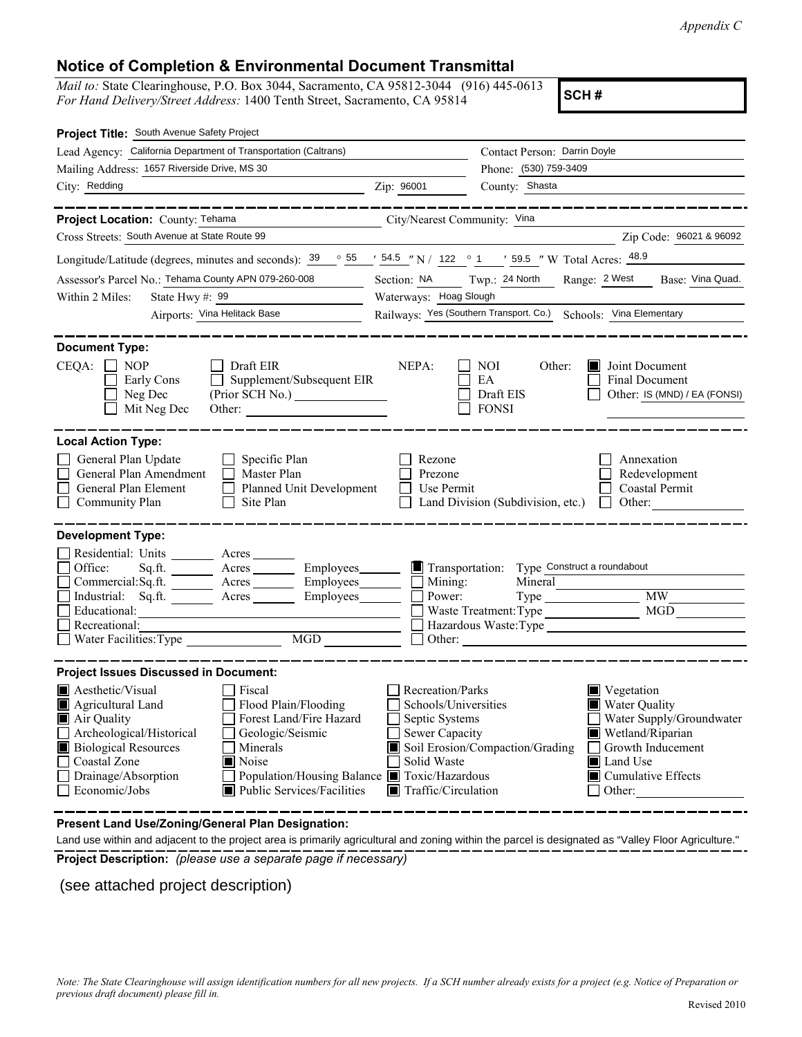*Appendix C*

# Notice of Completion & Environmental Document Transmittal

*Mail to:* State Clearinghouse, P.O. Box 3044, Sacramento, CA 95812-3044 (916) 445-0613
*For Hand Delivery/Street Address:* 1400 Tenth Street, Sacramento, CA 95814

**SCH #**

**Project Title:** South Avenue Safety Project

Lead Agency: California Department of Transportation (Caltrans)
Contact Person: Darrin Doyle
Mailing Address: 1657 Riverside Drive, MS 30
Phone: (530) 759-3409
City: Redding
Zip: 96001
County: Shasta

**Project Location:** County: Tehama
City/Nearest Community: Vina
Cross Streets: South Avenue at State Route 99
Zip Code: 96021 & 96092
Longitude/Latitude (degrees, minutes and seconds): 39 ° 55 ′ 54.5 ″ N / 122 ° 1 ′ 59.5 ″ W Total Acres: 48.9
Assessor's Parcel No.: Tehama County APN 079-260-008
Section: NA Twp.: 24 North Range: 2 West Base: Vina Quad.
Within 2 Miles: State Hwy #: 99
Waterways: Hoag Slough
Airports: Vina Helitack Base
Railways: Yes (Southern Transport. Co.)
Schools: Vina Elementary

**Document Type:**

CEQA:
- ☐ NOP
- ☐ Early Cons
- ☐ Neg Dec
- ☐ Mit Neg Dec
- ☐ Draft EIR
- ☐ Supplement/Subsequent EIR (Prior SCH No.) ______
- Other: ______

NEPA:
- ☐ NOI
- ☐ EA
- ☐ Draft EIS
- ☐ FONSI

Other:
- ☒ Joint Document
- ☐ Final Document
- ☐ Other: IS (MND) / EA (FONSI)

**Local Action Type:**

- ☐ General Plan Update
- ☐ General Plan Amendment
- ☐ General Plan Element
- ☐ Community Plan
- ☐ Specific Plan
- ☐ Master Plan
- ☐ Planned Unit Development
- ☐ Site Plan
- ☐ Rezone
- ☐ Prezone
- ☐ Use Permit
- ☐ Land Division (Subdivision, etc.)
- ☐ Annexation
- ☐ Redevelopment
- ☐ Coastal Permit
- ☐ Other: ______

**Development Type:**

- ☐ Residential: Units ______ Acres ______
- ☐ Office: Sq.ft. ______ Acres ______ Employees ______
- ☐ Commercial: Sq.ft. ______ Acres ______ Employees ______
- ☐ Industrial: Sq.ft. ______ Acres ______ Employees ______
- ☐ Educational: ______
- ☐ Recreational: ______
- ☐ Water Facilities: Type ______ MGD ______
- ☒ Transportation: Type Construct a roundabout
- ☐ Mining: Mineral ______
- ☐ Power: Type ______ MW ______
- ☐ Waste Treatment: Type ______ MGD ______
- ☐ Hazardous Waste: Type ______
- ☐ Other: ______

**Project Issues Discussed in Document:**

- ☒ Aesthetic/Visual
- ☒ Agricultural Land
- ☒ Air Quality
- ☐ Archeological/Historical
- ☒ Biological Resources
- ☐ Coastal Zone
- ☐ Drainage/Absorption
- ☐ Economic/Jobs
- ☐ Fiscal
- ☐ Flood Plain/Flooding
- ☐ Forest Land/Fire Hazard
- ☐ Geologic/Seismic
- ☐ Minerals
- ☒ Noise
- ☐ Population/Housing Balance
- ☒ Public Services/Facilities
- ☐ Recreation/Parks
- ☐ Schools/Universities
- ☐ Septic Systems
- ☐ Sewer Capacity
- ☒ Soil Erosion/Compaction/Grading
- ☐ Solid Waste
- ☒ Toxic/Hazardous
- ☒ Traffic/Circulation
- ☒ Vegetation
- ☒ Water Quality
- ☐ Water Supply/Groundwater
- ☒ Wetland/Riparian
- ☐ Growth Inducement
- ☒ Land Use
- ☒ Cumulative Effects
- ☐ Other: ______

**Present Land Use/Zoning/General Plan Designation:**

Land use within and adjacent to the project area is primarily agricultural and zoning within the parcel is designated as "Valley Floor Agriculture."

**Project Description:** *(please use a separate page if necessary)*

(see attached project description)

*Note: The State Clearinghouse will assign identification numbers for all new projects. If a SCH number already exists for a project (e.g. Notice of Preparation or previous draft document) please fill in.*

Revised 2010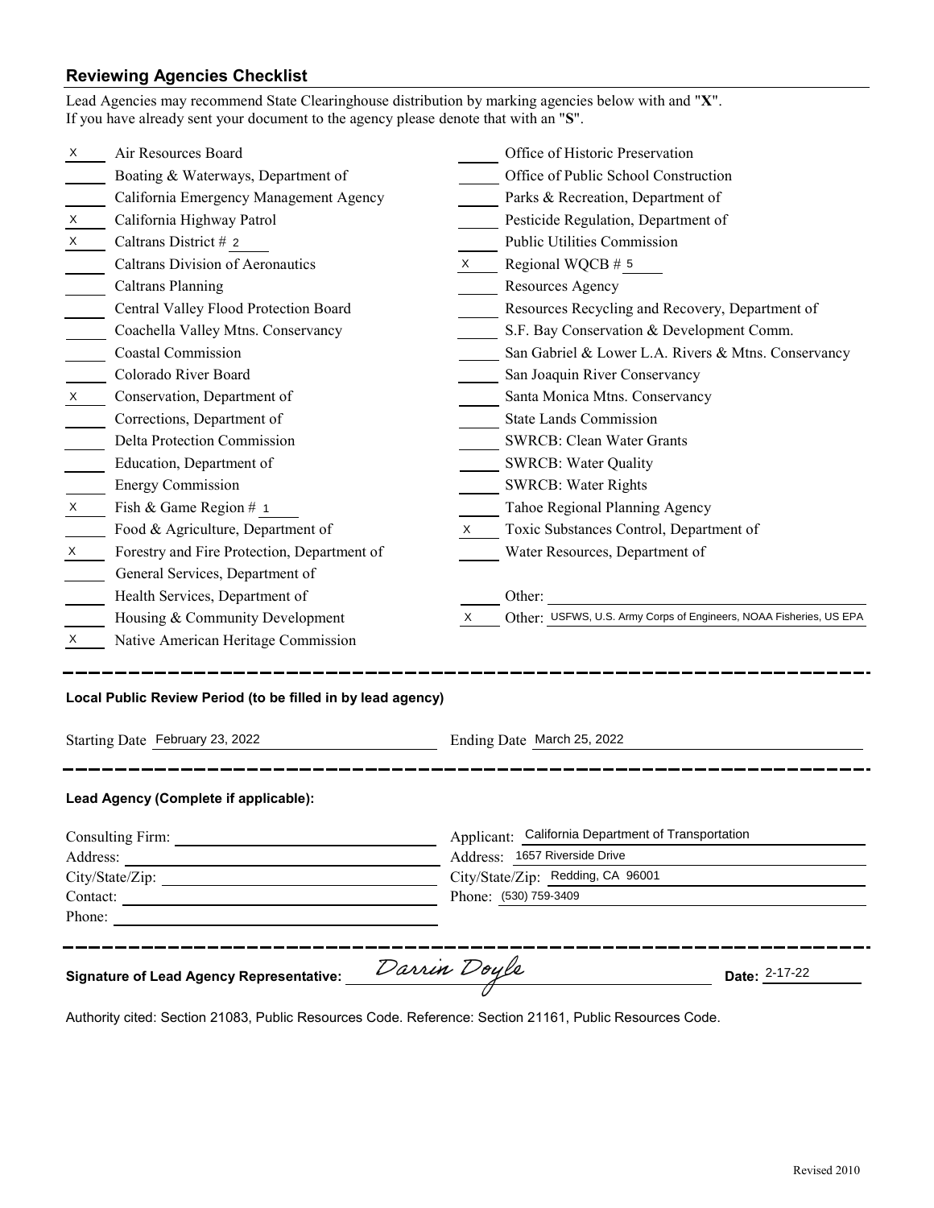## Reviewing Agencies Checklist

Lead Agencies may recommend State Clearinghouse distribution by marking agencies below with and "**X**".
If you have already sent your document to the agency please denote that with an "**S**".

| Mark | Agency | Mark | Agency |
|---|---|---|---|
| X | Air Resources Board | | Office of Historic Preservation |
| | Boating & Waterways, Department of | | Office of Public School Construction |
| | California Emergency Management Agency | | Parks & Recreation, Department of |
| X | California Highway Patrol | | Pesticide Regulation, Department of |
| X | Caltrans District # 2 | | Public Utilities Commission |
| | Caltrans Division of Aeronautics | X | Regional WQCB # 5 |
| | Caltrans Planning | | Resources Agency |
| | Central Valley Flood Protection Board | | Resources Recycling and Recovery, Department of |
| | Coachella Valley Mtns. Conservancy | | S.F. Bay Conservation & Development Comm. |
| | Coastal Commission | | San Gabriel & Lower L.A. Rivers & Mtns. Conservancy |
| | Colorado River Board | | San Joaquin River Conservancy |
| X | Conservation, Department of | | Santa Monica Mtns. Conservancy |
| | Corrections, Department of | | State Lands Commission |
| | Delta Protection Commission | | SWRCB: Clean Water Grants |
| | Education, Department of | | SWRCB: Water Quality |
| | Energy Commission | | SWRCB: Water Rights |
| X | Fish & Game Region # 1 | | Tahoe Regional Planning Agency |
| | Food & Agriculture, Department of | X | Toxic Substances Control, Department of |
| X | Forestry and Fire Protection, Department of | | Water Resources, Department of |
| | General Services, Department of | | |
| | Health Services, Department of | | Other: |
| | Housing & Community Development | X | Other: USFWS, U.S. Army Corps of Engineers, NOAA Fisheries, US EPA |
| X | Native American Heritage Commission | | |

---

**Local Public Review Period (to be filled in by lead agency)**

Starting Date February 23, 2022 Ending Date March 25, 2022

---

**Lead Agency (Complete if applicable):**

Consulting Firm:
Address:
City/State/Zip:
Contact:
Phone:

Applicant: California Department of Transportation
Address: 1657 Riverside Drive
City/State/Zip: Redding, CA 96001
Phone: (530) 759-3409

---

**Signature of Lead Agency Representative:** *Darrin Doyle* **Date:** 2-17-22

Authority cited: Section 21083, Public Resources Code. Reference: Section 21161, Public Resources Code.

Revised 2010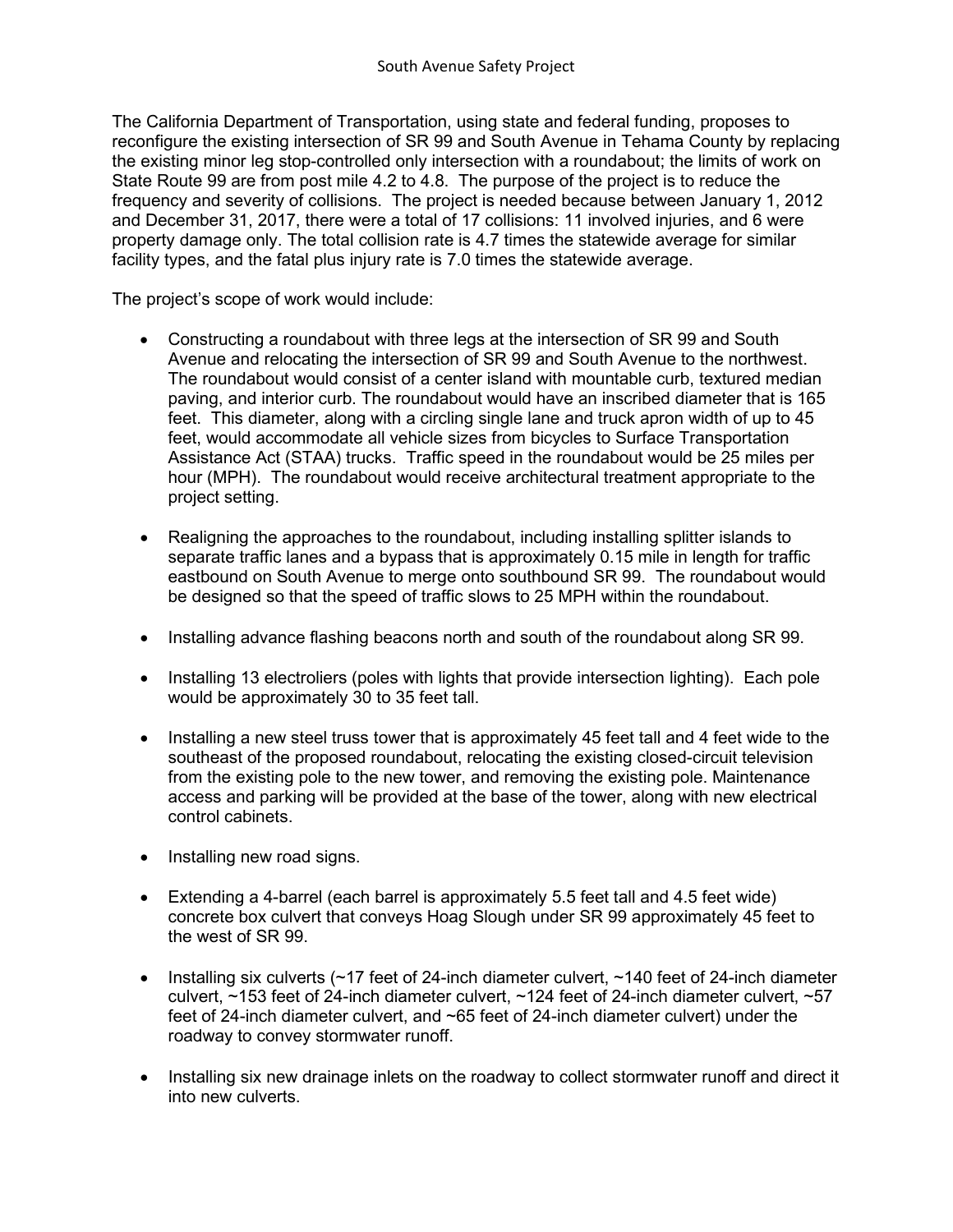The California Department of Transportation, using state and federal funding, proposes to reconfigure the existing intersection of SR 99 and South Avenue in Tehama County by replacing the existing minor leg stop-controlled only intersection with a roundabout; the limits of work on State Route 99 are from post mile 4.2 to 4.8. The purpose of the project is to reduce the frequency and severity of collisions. The project is needed because between January 1, 2012 and December 31, 2017, there were a total of 17 collisions: 11 involved injuries, and 6 were property damage only. The total collision rate is 4.7 times the statewide average for similar facility types, and the fatal plus injury rate is 7.0 times the statewide average.

The project's scope of work would include:

- Constructing a roundabout with three legs at the intersection of SR 99 and South Avenue and relocating the intersection of SR 99 and South Avenue to the northwest. The roundabout would consist of a center island with mountable curb, textured median paving, and interior curb. The roundabout would have an inscribed diameter that is 165 feet. This diameter, along with a circling single lane and truck apron width of up to 45 feet, would accommodate all vehicle sizes from bicycles to Surface Transportation Assistance Act (STAA) trucks. Traffic speed in the roundabout would be 25 miles per hour (MPH). The roundabout would receive architectural treatment appropriate to the project setting.

- Realigning the approaches to the roundabout, including installing splitter islands to separate traffic lanes and a bypass that is approximately 0.15 mile in length for traffic eastbound on South Avenue to merge onto southbound SR 99. The roundabout would be designed so that the speed of traffic slows to 25 MPH within the roundabout.

- Installing advance flashing beacons north and south of the roundabout along SR 99.

- Installing 13 electroliers (poles with lights that provide intersection lighting). Each pole would be approximately 30 to 35 feet tall.

- Installing a new steel truss tower that is approximately 45 feet tall and 4 feet wide to the southeast of the proposed roundabout, relocating the existing closed-circuit television from the existing pole to the new tower, and removing the existing pole. Maintenance access and parking will be provided at the base of the tower, along with new electrical control cabinets.

- Installing new road signs.

- Extending a 4-barrel (each barrel is approximately 5.5 feet tall and 4.5 feet wide) concrete box culvert that conveys Hoag Slough under SR 99 approximately 45 feet to the west of SR 99.

- Installing six culverts (~17 feet of 24-inch diameter culvert, ~140 feet of 24-inch diameter culvert, ~153 feet of 24-inch diameter culvert, ~124 feet of 24-inch diameter culvert, ~57 feet of 24-inch diameter culvert, and ~65 feet of 24-inch diameter culvert) under the roadway to convey stormwater runoff.

- Installing six new drainage inlets on the roadway to collect stormwater runoff and direct it into new culverts.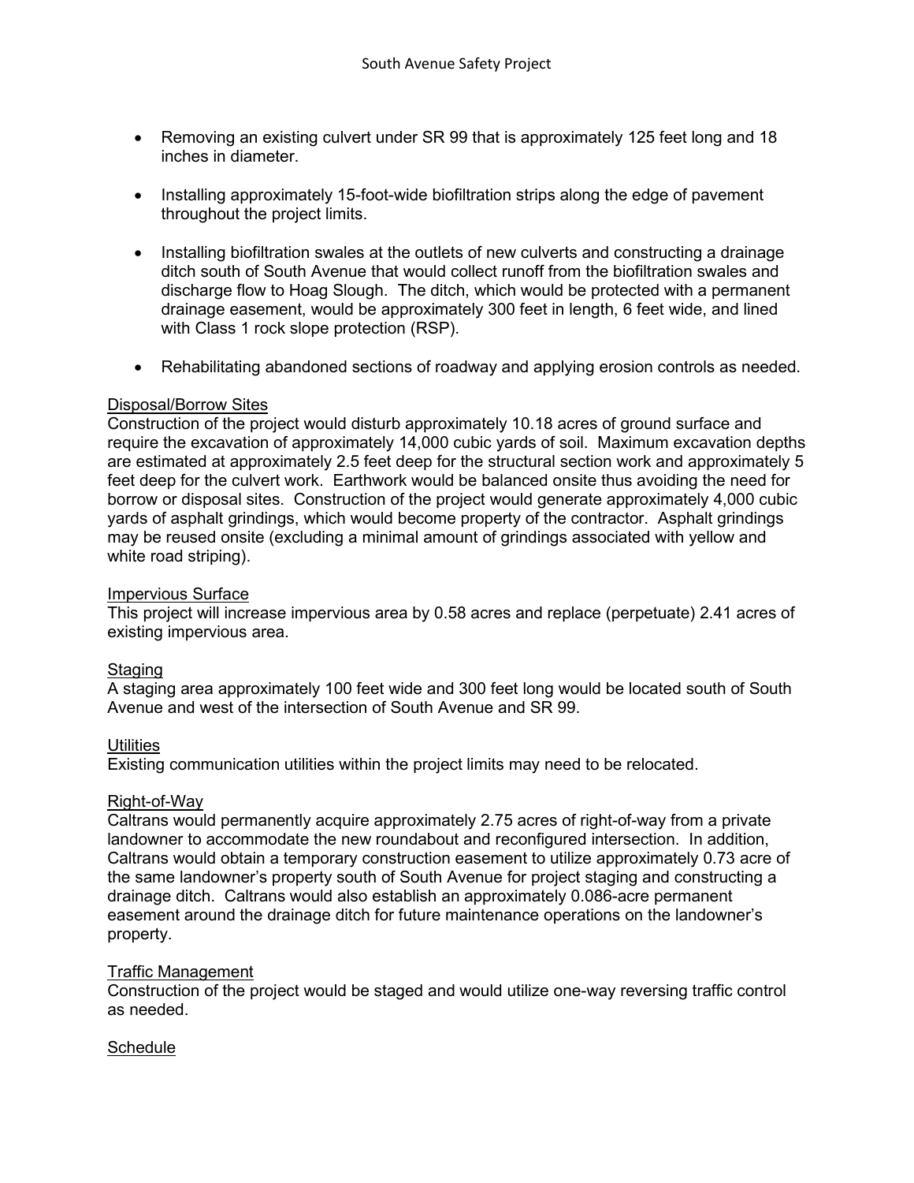- Removing an existing culvert under SR 99 that is approximately 125 feet long and 18 inches in diameter.

- Installing approximately 15-foot-wide biofiltration strips along the edge of pavement throughout the project limits.

- Installing biofiltration swales at the outlets of new culverts and constructing a drainage ditch south of South Avenue that would collect runoff from the biofiltration swales and discharge flow to Hoag Slough. The ditch, which would be protected with a permanent drainage easement, would be approximately 300 feet in length, 6 feet wide, and lined with Class 1 rock slope protection (RSP).

- Rehabilitating abandoned sections of roadway and applying erosion controls as needed.

<u>Disposal/Borrow Sites</u>
Construction of the project would disturb approximately 10.18 acres of ground surface and require the excavation of approximately 14,000 cubic yards of soil. Maximum excavation depths are estimated at approximately 2.5 feet deep for the structural section work and approximately 5 feet deep for the culvert work. Earthwork would be balanced onsite thus avoiding the need for borrow or disposal sites. Construction of the project would generate approximately 4,000 cubic yards of asphalt grindings, which would become property of the contractor. Asphalt grindings may be reused onsite (excluding a minimal amount of grindings associated with yellow and white road striping).

<u>Impervious Surface</u>
This project will increase impervious area by 0.58 acres and replace (perpetuate) 2.41 acres of existing impervious area.

<u>Staging</u>
A staging area approximately 100 feet wide and 300 feet long would be located south of South Avenue and west of the intersection of South Avenue and SR 99.

<u>Utilities</u>
Existing communication utilities within the project limits may need to be relocated.

<u>Right-of-Way</u>
Caltrans would permanently acquire approximately 2.75 acres of right-of-way from a private landowner to accommodate the new roundabout and reconfigured intersection. In addition, Caltrans would obtain a temporary construction easement to utilize approximately 0.73 acre of the same landowner's property south of South Avenue for project staging and constructing a drainage ditch. Caltrans would also establish an approximately 0.086-acre permanent easement around the drainage ditch for future maintenance operations on the landowner's property.

<u>Traffic Management</u>
Construction of the project would be staged and would utilize one-way reversing traffic control as needed.

<u>Schedule</u>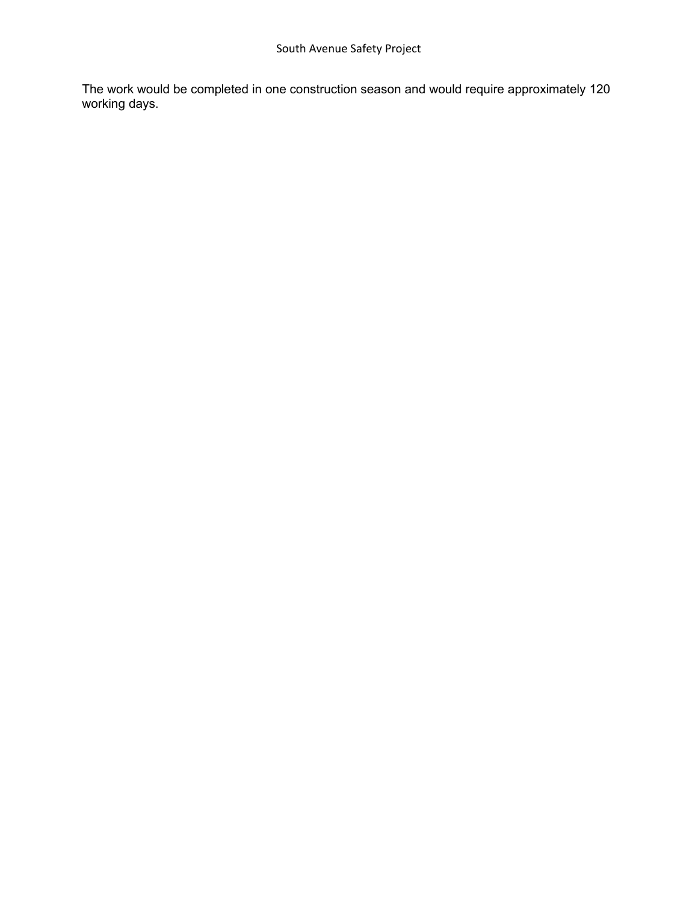The work would be completed in one construction season and would require approximately 120 working days.